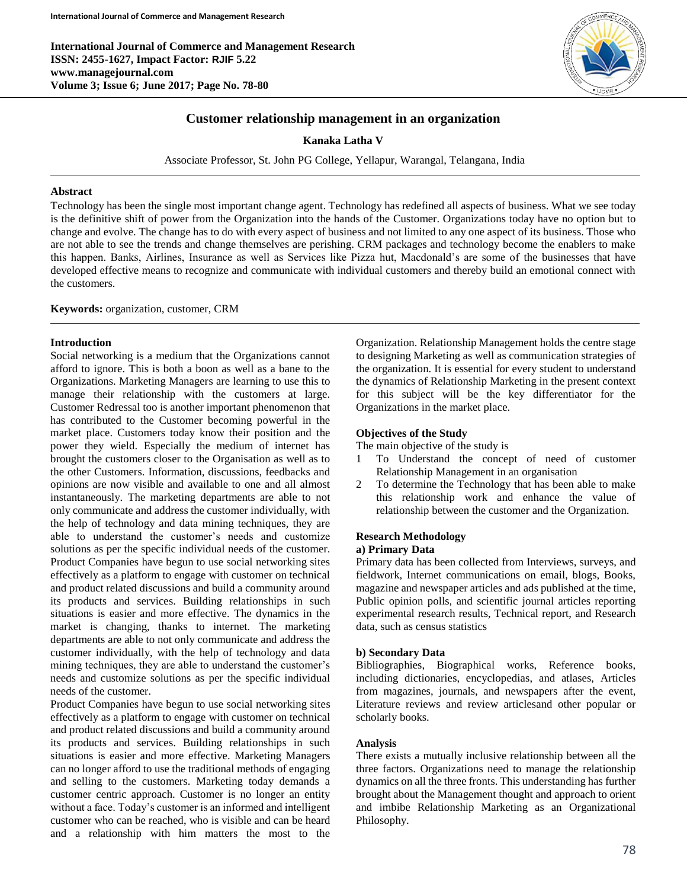# Customer relationship management in an organization

**Kanaka Latha V**

Associate Professor, St. John PG College, Yellapur, Warangal, Telangana, India

## Abstract

Technology has been the single most important change agent. Technology has redefined all aspects of business. What we see today is the definitive shift of power from the Organization into the hands of the Customer. Organizations today have no option but to change and evolve. The change has to do with every aspect of business and not limited to any one aspect of its business. Those who are not able to see the trends and change themselves are perishing. CRM packages and technology become the enablers to make this happen. Banks, Airlines, Insurance as well as Services like Pizza hut, Macdonald's are some of the businesses that have developed effective means to recognize and communicate with individual customers and thereby build an emotional connect with the customers.

**Keywords:** organization, customer, CRM

## Introduction

Social networking is a medium that the Organizations cannot afford to ignore. This is both a boon as well as a bane to the Organizations. Marketing Managers are learning to use this to manage their relationship with the customers at large. Customer Redressal too is another important phenomenon that has contributed to the Customer becoming powerful in the market place. Customers today know their position and the power they wield. Especially the medium of internet has brought the customers closer to the Organisation as well as to the other Customers. Information, discussions, feedbacks and opinions are now visible and available to one and all almost instantaneously. The marketing departments are able to not only communicate and address the customer individually, with the help of technology and data mining techniques, they are able to understand the customer's needs and customize solutions as per the specific individual needs of the customer. Product Companies have begun to use social networking sites effectively as a platform to engage with customer on technical and product related discussions and build a community around its products and services. Building relationships in such situations is easier and more effective. The dynamics in the market is changing, thanks to internet. The marketing departments are able to not only communicate and address the customer individually, with the help of technology and data mining techniques, they are able to understand the customer's needs and customize solutions as per the specific individual needs of the customer.

Product Companies have begun to use social networking sites effectively as a platform to engage with customer on technical and product related discussions and build a community around its products and services. Building relationships in such situations is easier and more effective. Marketing Managers can no longer afford to use the traditional methods of engaging and selling to the customers. Marketing today demands a customer centric approach. Customer is no longer an entity without a face. Today's customer is an informed and intelligent customer who can be reached, who is visible and can be heard and a relationship with him matters the most to the Organization. Relationship Management holds the centre stage to designing Marketing as well as communication strategies of the organization. It is essential for every student to understand the dynamics of Relationship Marketing in the present context for this subject will be the key differentiator for the Organizations in the market place.

## Objectives of the Study

The main objective of the study is

1. To Understand the concept of need of customer Relationship Management in an organisation
2. To determine the Technology that has been able to make this relationship work and enhance the value of relationship between the customer and the Organization.

## Research Methodology

### a) Primary Data

Primary data has been collected from Interviews, surveys, and fieldwork, Internet communications on email, blogs, Books, magazine and newspaper articles and ads published at the time, Public opinion polls, and scientific journal articles reporting experimental research results, Technical report, and Research data, such as census statistics

### b) Secondary Data

Bibliographies, Biographical works, Reference books, including dictionaries, encyclopedias, and atlases, Articles from magazines, journals, and newspapers after the event, Literature reviews and review articlesand other popular or scholarly books.

## Analysis

There exists a mutually inclusive relationship between all the three factors. Organizations need to manage the relationship dynamics on all the three fronts. This understanding has further brought about the Management thought and approach to orient and imbibe Relationship Marketing as an Organizational Philosophy.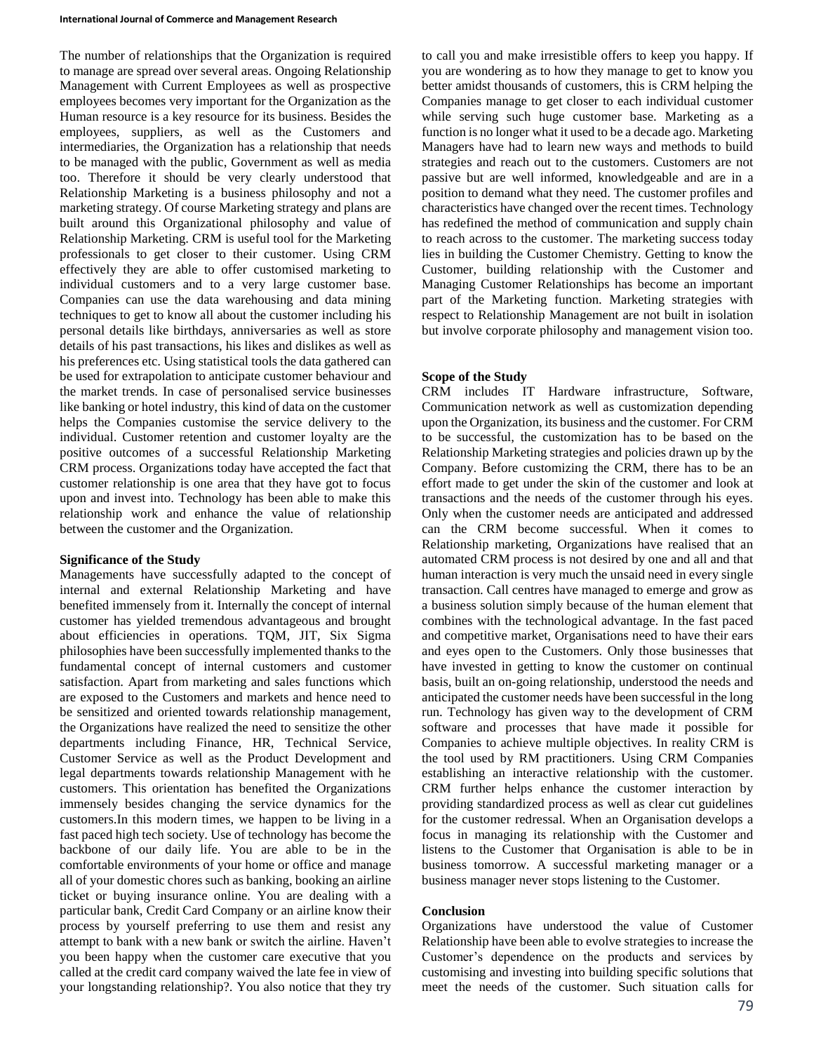The number of relationships that the Organization is required to manage are spread over several areas. Ongoing Relationship Management with Current Employees as well as prospective employees becomes very important for the Organization as the Human resource is a key resource for its business. Besides the employees, suppliers, as well as the Customers and intermediaries, the Organization has a relationship that needs to be managed with the public, Government as well as media too. Therefore it should be very clearly understood that Relationship Marketing is a business philosophy and not a marketing strategy. Of course Marketing strategy and plans are built around this Organizational philosophy and value of Relationship Marketing. CRM is useful tool for the Marketing professionals to get closer to their customer. Using CRM effectively they are able to offer customised marketing to individual customers and to a very large customer base. Companies can use the data warehousing and data mining techniques to get to know all about the customer including his personal details like birthdays, anniversaries as well as store details of his past transactions, his likes and dislikes as well as his preferences etc. Using statistical tools the data gathered can be used for extrapolation to anticipate customer behaviour and the market trends. In case of personalised service businesses like banking or hotel industry, this kind of data on the customer helps the Companies customise the service delivery to the individual. Customer retention and customer loyalty are the positive outcomes of a successful Relationship Marketing CRM process. Organizations today have accepted the fact that customer relationship is one area that they have got to focus upon and invest into. Technology has been able to make this relationship work and enhance the value of relationship between the customer and the Organization.

**Significance of the Study**

Managements have successfully adapted to the concept of internal and external Relationship Marketing and have benefited immensely from it. Internally the concept of internal customer has yielded tremendous advantageous and brought about efficiencies in operations. TQM, JIT, Six Sigma philosophies have been successfully implemented thanks to the fundamental concept of internal customers and customer satisfaction. Apart from marketing and sales functions which are exposed to the Customers and markets and hence need to be sensitized and oriented towards relationship management, the Organizations have realized the need to sensitize the other departments including Finance, HR, Technical Service, Customer Service as well as the Product Development and legal departments towards relationship Management with he customers. This orientation has benefited the Organizations immensely besides changing the service dynamics for the customers.In this modern times, we happen to be living in a fast paced high tech society. Use of technology has become the backbone of our daily life. You are able to be in the comfortable environments of your home or office and manage all of your domestic chores such as banking, booking an airline ticket or buying insurance online. You are dealing with a particular bank, Credit Card Company or an airline know their process by yourself preferring to use them and resist any attempt to bank with a new bank or switch the airline. Haven't you been happy when the customer care executive that you called at the credit card company waived the late fee in view of your longstanding relationship?. You also notice that they try to call you and make irresistible offers to keep you happy. If you are wondering as to how they manage to get to know you better amidst thousands of customers, this is CRM helping the Companies manage to get closer to each individual customer while serving such huge customer base. Marketing as a function is no longer what it used to be a decade ago. Marketing Managers have had to learn new ways and methods to build strategies and reach out to the customers. Customers are not passive but are well informed, knowledgeable and are in a position to demand what they need. The customer profiles and characteristics have changed over the recent times. Technology has redefined the method of communication and supply chain to reach across to the customer. The marketing success today lies in building the Customer Chemistry. Getting to know the Customer, building relationship with the Customer and Managing Customer Relationships has become an important part of the Marketing function. Marketing strategies with respect to Relationship Management are not built in isolation but involve corporate philosophy and management vision too.

**Scope of the Study**

CRM includes IT Hardware infrastructure, Software, Communication network as well as customization depending upon the Organization, its business and the customer. For CRM to be successful, the customization has to be based on the Relationship Marketing strategies and policies drawn up by the Company. Before customizing the CRM, there has to be an effort made to get under the skin of the customer and look at transactions and the needs of the customer through his eyes. Only when the customer needs are anticipated and addressed can the CRM become successful. When it comes to Relationship marketing, Organizations have realised that an automated CRM process is not desired by one and all and that human interaction is very much the unsaid need in every single transaction. Call centres have managed to emerge and grow as a business solution simply because of the human element that combines with the technological advantage. In the fast paced and competitive market, Organisations need to have their ears and eyes open to the Customers. Only those businesses that have invested in getting to know the customer on continual basis, built an on-going relationship, understood the needs and anticipated the customer needs have been successful in the long run. Technology has given way to the development of CRM software and processes that have made it possible for Companies to achieve multiple objectives. In reality CRM is the tool used by RM practitioners. Using CRM Companies establishing an interactive relationship with the customer. CRM further helps enhance the customer interaction by providing standardized process as well as clear cut guidelines for the customer redressal. When an Organisation develops a focus in managing its relationship with the Customer and listens to the Customer that Organisation is able to be in business tomorrow. A successful marketing manager or a business manager never stops listening to the Customer.

**Conclusion**

Organizations have understood the value of Customer Relationship have been able to evolve strategies to increase the Customer's dependence on the products and services by customising and investing into building specific solutions that meet the needs of the customer. Such situation calls for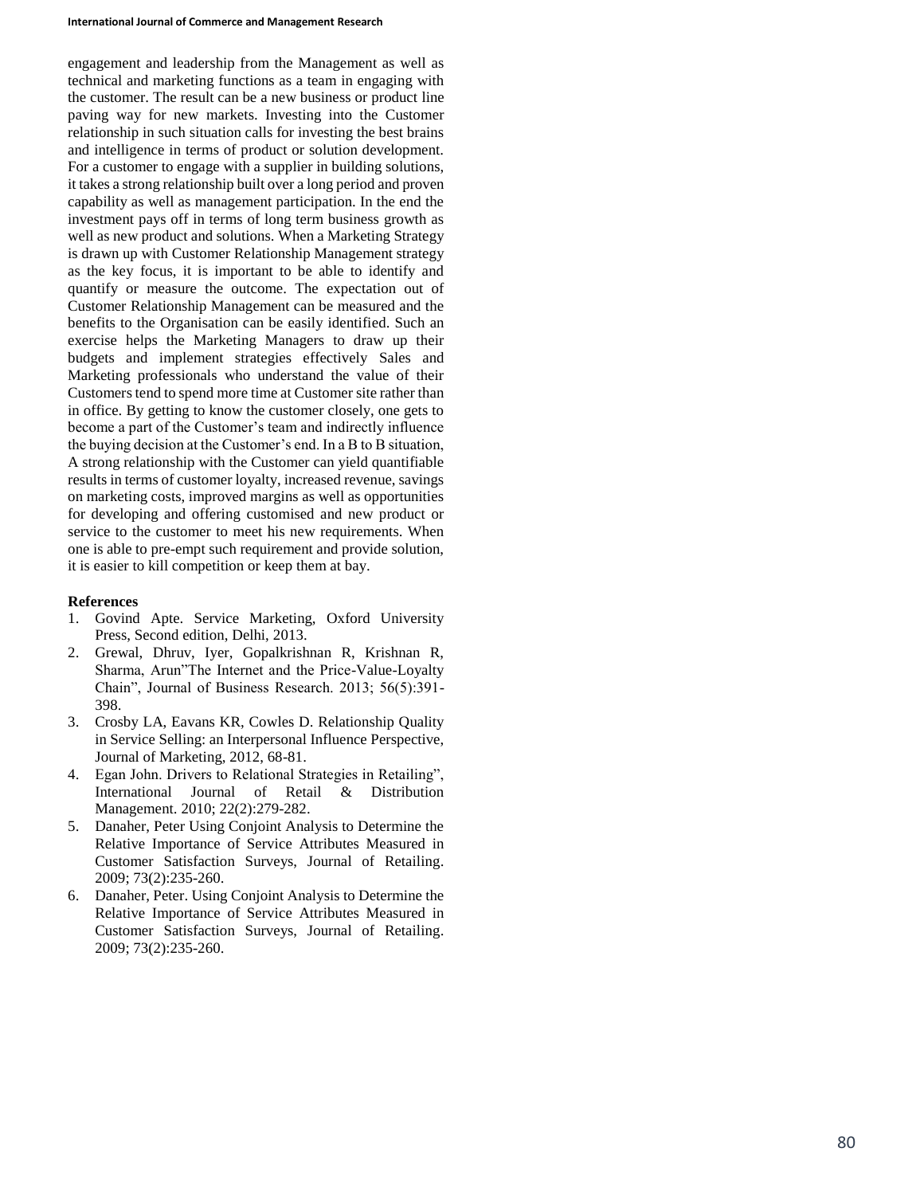engagement and leadership from the Management as well as technical and marketing functions as a team in engaging with the customer. The result can be a new business or product line paving way for new markets. Investing into the Customer relationship in such situation calls for investing the best brains and intelligence in terms of product or solution development. For a customer to engage with a supplier in building solutions, it takes a strong relationship built over a long period and proven capability as well as management participation. In the end the investment pays off in terms of long term business growth as well as new product and solutions. When a Marketing Strategy is drawn up with Customer Relationship Management strategy as the key focus, it is important to be able to identify and quantify or measure the outcome. The expectation out of Customer Relationship Management can be measured and the benefits to the Organisation can be easily identified. Such an exercise helps the Marketing Managers to draw up their budgets and implement strategies effectively Sales and Marketing professionals who understand the value of their Customers tend to spend more time at Customer site rather than in office. By getting to know the customer closely, one gets to become a part of the Customer's team and indirectly influence the buying decision at the Customer's end. In a B to B situation, A strong relationship with the Customer can yield quantifiable results in terms of customer loyalty, increased revenue, savings on marketing costs, improved margins as well as opportunities for developing and offering customised and new product or service to the customer to meet his new requirements. When one is able to pre-empt such requirement and provide solution, it is easier to kill competition or keep them at bay.

## References

1. Govind Apte. Service Marketing, Oxford University Press, Second edition, Delhi, 2013.
2. Grewal, Dhruv, Iyer, Gopalkrishnan R, Krishnan R, Sharma, Arun"The Internet and the Price-Value-Loyalty Chain", Journal of Business Research. 2013; 56(5):391-398.
3. Crosby LA, Eavans KR, Cowles D. Relationship Quality in Service Selling: an Interpersonal Influence Perspective, Journal of Marketing, 2012, 68-81.
4. Egan John. Drivers to Relational Strategies in Retailing", International Journal of Retail & Distribution Management. 2010; 22(2):279-282.
5. Danaher, Peter Using Conjoint Analysis to Determine the Relative Importance of Service Attributes Measured in Customer Satisfaction Surveys, Journal of Retailing. 2009; 73(2):235-260.
6. Danaher, Peter. Using Conjoint Analysis to Determine the Relative Importance of Service Attributes Measured in Customer Satisfaction Surveys, Journal of Retailing. 2009; 73(2):235-260.